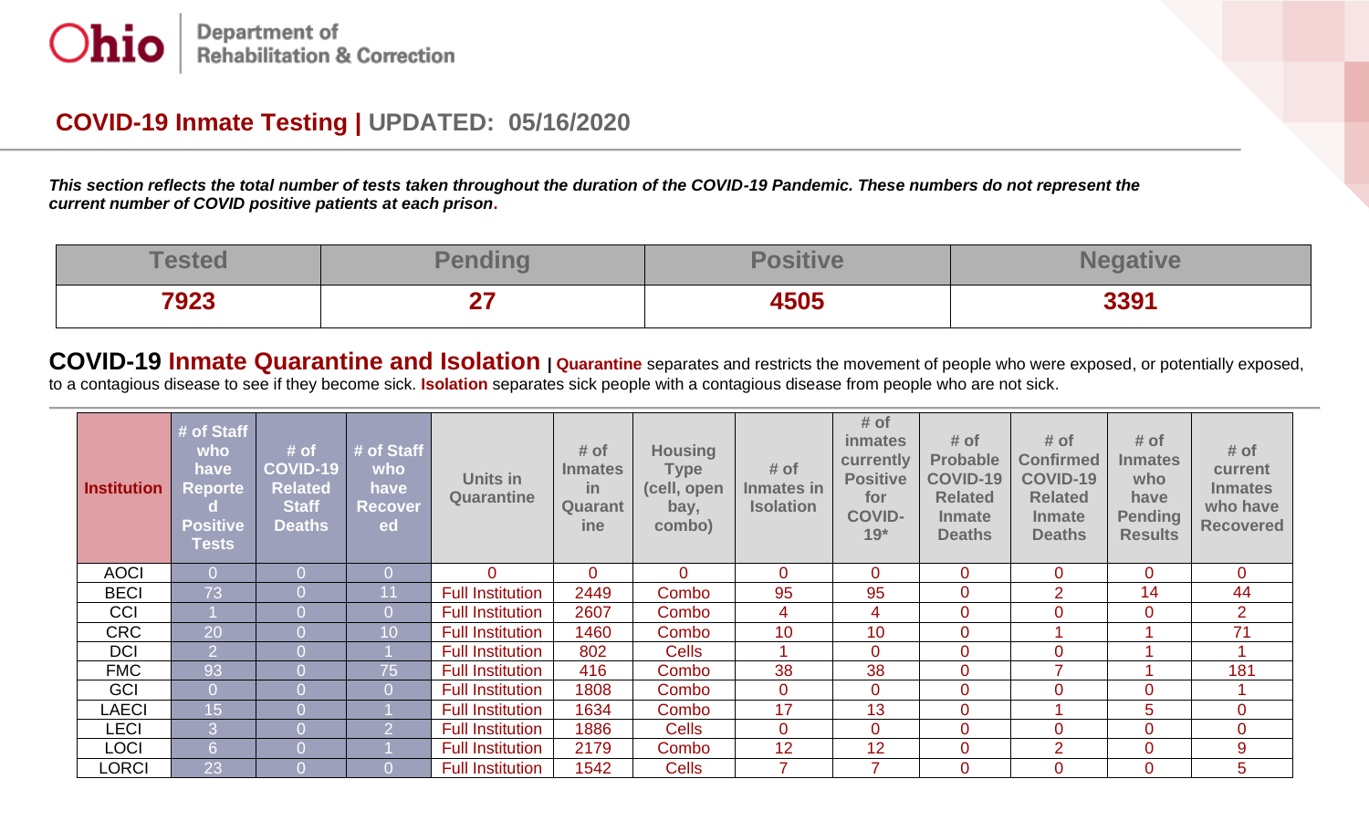Ohio Department of Rehabilitation & Correction

## COVID-19 Inmate Testing | UPDATED: 05/16/2020

***This section reflects the total number of tests taken throughout the duration of the COVID-19 Pandemic. These numbers do not represent the current number of COVID positive patients at each prison.***

| Tested | Pending | Positive | Negative |
|---|---|---|---|
| 7923 | 27 | 4505 | 3391 |

## COVID-19 Inmate Quarantine and Isolation

**| Quarantine** separates and restricts the movement of people who were exposed, or potentially exposed, to a contagious disease to see if they become sick. **Isolation** separates sick people with a contagious disease from people who are not sick.

| Institution | # of Staff who have Reported Positive Tests | # of COVID-19 Related Staff Deaths | # of Staff who have Recovered | Units in Quarantine | # of Inmates in Quarantine | Housing Type (cell, open bay, combo) | # of Inmates in Isolation | # of inmates currently Positive for COVID-19* | # of Probable COVID-19 Related Inmate Deaths | # of Confirmed COVID-19 Related Inmate Deaths | # of Inmates who have Pending Results | # of current Inmates who have Recovered |
|---|---|---|---|---|---|---|---|---|---|---|---|---|
| AOCI | 0 | 0 | 0 | 0 | 0 | 0 | 0 | 0 | 0 | 0 | 0 | 0 |
| BECI | 73 | 0 | 11 | Full Institution | 2449 | Combo | 95 | 95 | 0 | 2 | 14 | 44 |
| CCI | 1 | 0 | 0 | Full Institution | 2607 | Combo | 4 | 4 | 0 | 0 | 0 | 2 |
| CRC | 20 | 0 | 10 | Full Institution | 1460 | Combo | 10 | 10 | 0 | 1 | 1 | 71 |
| DCI | 2 | 0 | 1 | Full Institution | 802 | Cells | 1 | 0 | 0 | 0 | 1 | 1 |
| FMC | 93 | 0 | 75 | Full Institution | 416 | Combo | 38 | 38 | 0 | 7 | 1 | 181 |
| GCI | 0 | 0 | 0 | Full Institution | 1808 | Combo | 0 | 0 | 0 | 0 | 0 | 1 |
| LAECI | 15 | 0 | 1 | Full Institution | 1634 | Combo | 17 | 13 | 0 | 1 | 5 | 0 |
| LECI | 3 | 0 | 2 | Full Institution | 1886 | Cells | 0 | 0 | 0 | 0 | 0 | 0 |
| LOCI | 6 | 0 | 1 | Full Institution | 2179 | Combo | 12 | 12 | 0 | 2 | 0 | 9 |
| LORCI | 23 | 0 | 0 | Full Institution | 1542 | Cells | 7 | 7 | 0 | 0 | 0 | 5 |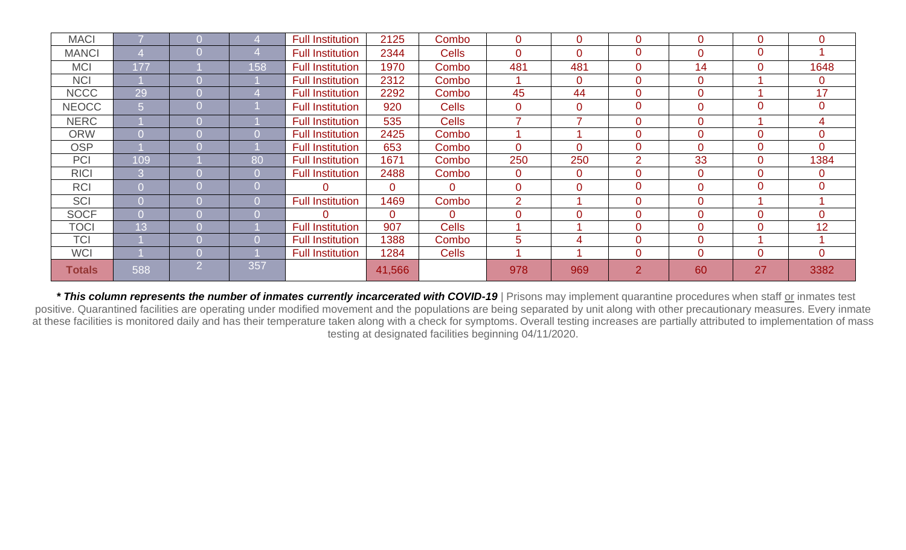| | | | | | | | | | | | | |
|---|---|---|---|---|---|---|---|---|---|---|---|---|
| MACI | 7 | 0 | 4 | Full Institution | 2125 | Combo | 0 | 0 | 0 | 0 | 0 | 0 |
| MANCI | 4 | 0 | 4 | Full Institution | 2344 | Cells | 0 | 0 | 0 | 0 | 0 | 1 |
| MCI | 177 | 1 | 158 | Full Institution | 1970 | Combo | 481 | 481 | 0 | 14 | 0 | 1648 |
| NCI | 1 | 0 | 1 | Full Institution | 2312 | Combo | 1 | 0 | 0 | 0 | 1 | 0 |
| NCCC | 29 | 0 | 4 | Full Institution | 2292 | Combo | 45 | 44 | 0 | 0 | 1 | 17 |
| NEOCC | 5 | 0 | 1 | Full Institution | 920 | Cells | 0 | 0 | 0 | 0 | 0 | 0 |
| NERC | 1 | 0 | 1 | Full Institution | 535 | Cells | 7 | 7 | 0 | 0 | 1 | 4 |
| ORW | 0 | 0 | 0 | Full Institution | 2425 | Combo | 1 | 1 | 0 | 0 | 0 | 0 |
| OSP | 1 | 0 | 1 | Full Institution | 653 | Combo | 0 | 0 | 0 | 0 | 0 | 0 |
| PCI | 109 | 1 | 80 | Full Institution | 1671 | Combo | 250 | 250 | 2 | 33 | 0 | 1384 |
| RICI | 3 | 0 | 0 | Full Institution | 2488 | Combo | 0 | 0 | 0 | 0 | 0 | 0 |
| RCI | 0 | 0 | 0 | 0 | 0 | 0 | 0 | 0 | 0 | 0 | 0 | 0 |
| SCI | 0 | 0 | 0 | Full Institution | 1469 | Combo | 2 | 1 | 0 | 0 | 1 | 1 |
| SOCF | 0 | 0 | 0 | 0 | 0 | 0 | 0 | 0 | 0 | 0 | 0 | 0 |
| TOCI | 13 | 0 | 1 | Full Institution | 907 | Cells | 1 | 1 | 0 | 0 | 0 | 12 |
| TCI | 1 | 0 | 0 | Full Institution | 1388 | Combo | 5 | 4 | 0 | 0 | 1 | 1 |
| WCI | 1 | 0 | 1 | Full Institution | 1284 | Cells | 1 | 1 | 0 | 0 | 0 | 0 |
| **Totals** | 588 | 2 | 357 | | 41,566 | | 978 | 969 | 2 | 60 | 27 | 3382 |

***\* This column represents the number of inmates currently incarcerated with COVID-19*** | Prisons may implement quarantine procedures when staff or inmates test positive. Quarantined facilities are operating under modified movement and the populations are being separated by unit along with other precautionary measures. Every inmate at these facilities is monitored daily and has their temperature taken along with a check for symptoms. Overall testing increases are partially attributed to implementation of mass testing at designated facilities beginning 04/11/2020.